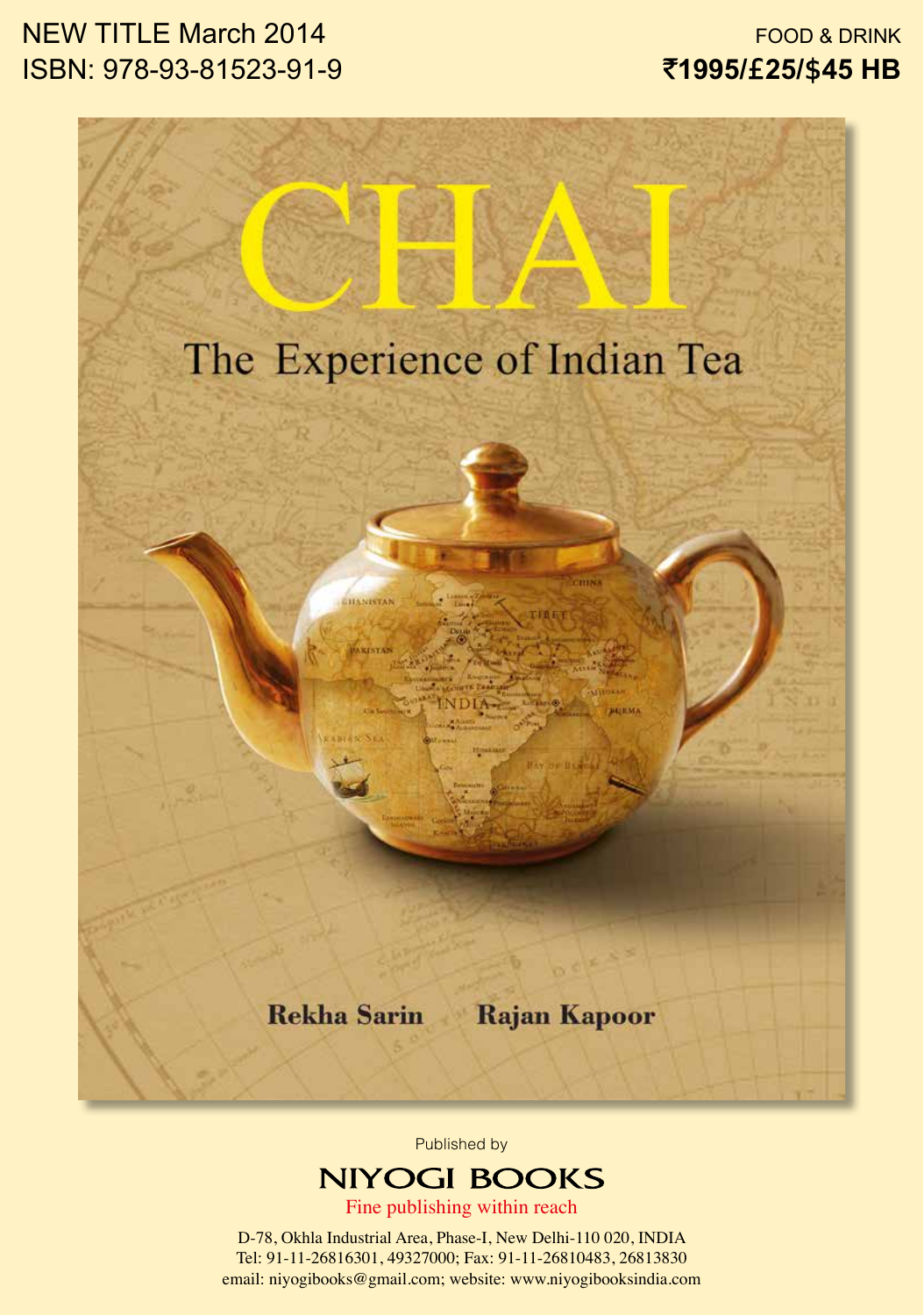NEW TITLE March 2014
ISBN: 978-93-81523-91-9

FOOD & DRINK
**₹1995/£25/$45 HB**

# CHAI

## The Experience of Indian Tea

**Rekha Sarin** **Rajan Kapoor**

Published by

**NIYOGI BOOKS**

Fine publishing within reach

D-78, Okhla Industrial Area, Phase-I, New Delhi-110 020, INDIA
Tel: 91-11-26816301, 49327000; Fax: 91-11-26810483, 26813830
email: niyogibooks@gmail.com; website: www.niyogibooksindia.com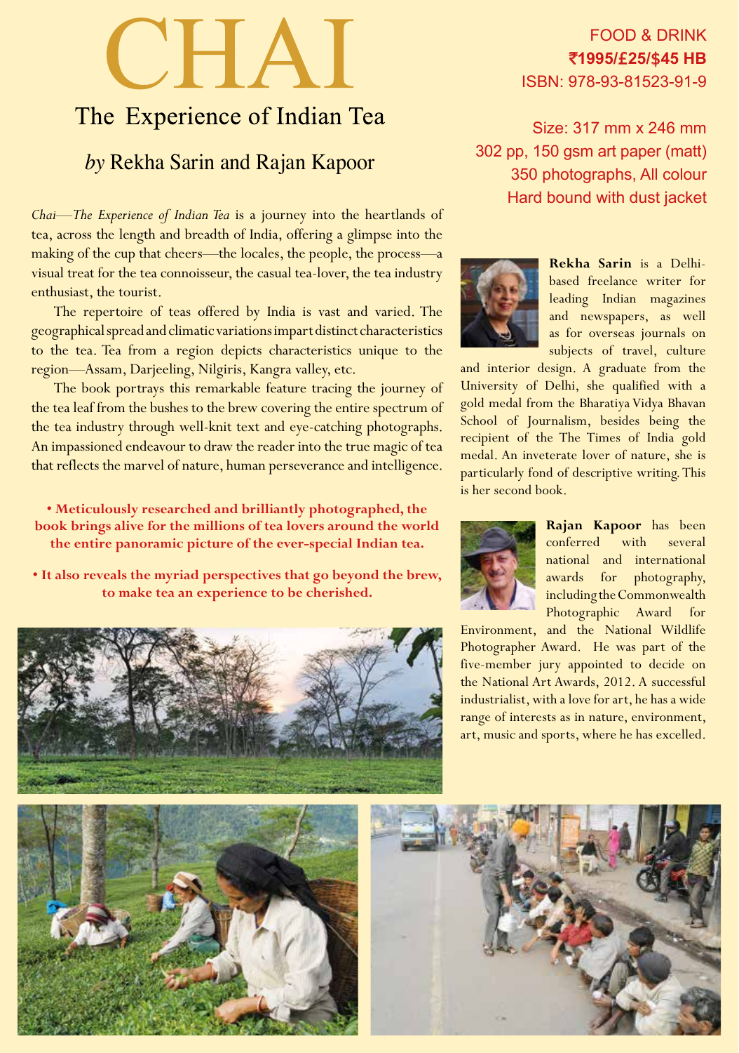# CHAI

## The Experience of Indian Tea

### *by* Rekha Sarin and Rajan Kapoor

FOOD & DRINK
**₹1995/£25/$45 HB**
ISBN: 978-93-81523-91-9

Size: 317 mm x 246 mm
302 pp, 150 gsm art paper (matt)
350 photographs, All colour
Hard bound with dust jacket

*Chai—The Experience of Indian Tea* is a journey into the heartlands of tea, across the length and breadth of India, offering a glimpse into the making of the cup that cheers—the locales, the people, the process—a visual treat for the tea connoisseur, the casual tea-lover, the tea industry enthusiast, the tourist.

The repertoire of teas offered by India is vast and varied. The geographical spread and climatic variations impart distinct characteristics to the tea. Tea from a region depicts characteristics unique to the region—Assam, Darjeeling, Nilgiris, Kangra valley, etc.

The book portrays this remarkable feature tracing the journey of the tea leaf from the bushes to the brew covering the entire spectrum of the tea industry through well-knit text and eye-catching photographs. An impassioned endeavour to draw the reader into the true magic of tea that reflects the marvel of nature, human perseverance and intelligence.

- **Meticulously researched and brilliantly photographed, the book brings alive for the millions of tea lovers around the world the entire panoramic picture of the ever-special Indian tea.**
- **It also reveals the myriad perspectives that go beyond the brew, to make tea an experience to be cherished.**

**Rekha Sarin** is a Delhi-based freelance writer for leading Indian magazines and newspapers, as well as for overseas journals on subjects of travel, culture and interior design. A graduate from the University of Delhi, she qualified with a gold medal from the Bharatiya Vidya Bhavan School of Journalism, besides being the recipient of the The Times of India gold medal. An inveterate lover of nature, she is particularly fond of descriptive writing. This is her second book.

**Rajan Kapoor** has been conferred with several national and international awards for photography, including the Commonwealth Photographic Award for Environment, and the National Wildlife Photographer Award. He was part of the five-member jury appointed to decide on the National Art Awards, 2012. A successful industrialist, with a love for art, he has a wide range of interests as in nature, environment, art, music and sports, where he has excelled.